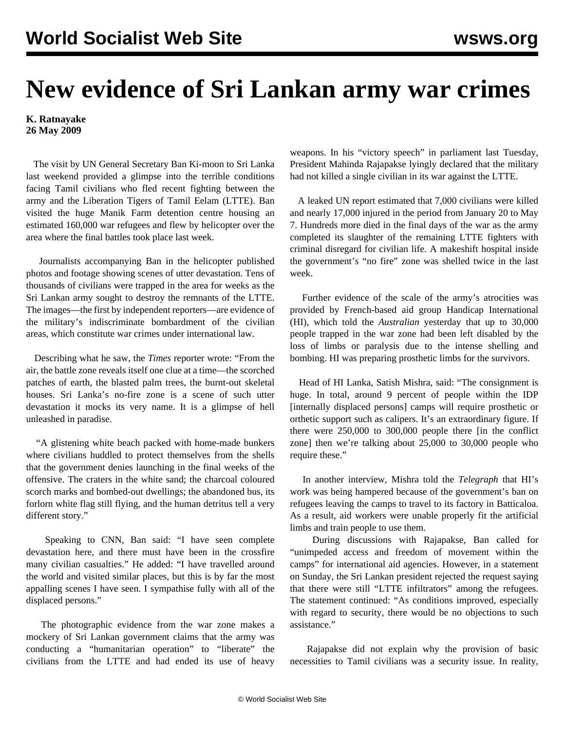# New evidence of Sri Lankan army war crimes

**K. Ratnayake**
**26 May 2009**

The visit by UN General Secretary Ban Ki-moon to Sri Lanka last weekend provided a glimpse into the terrible conditions facing Tamil civilians who fled recent fighting between the army and the Liberation Tigers of Tamil Eelam (LTTE). Ban visited the huge Manik Farm detention centre housing an estimated 160,000 war refugees and flew by helicopter over the area where the final battles took place last week.

Journalists accompanying Ban in the helicopter published photos and footage showing scenes of utter devastation. Tens of thousands of civilians were trapped in the area for weeks as the Sri Lankan army sought to destroy the remnants of the LTTE. The images—the first by independent reporters—are evidence of the military's indiscriminate bombardment of the civilian areas, which constitute war crimes under international law.

Describing what he saw, the *Times* reporter wrote: "From the air, the battle zone reveals itself one clue at a time—the scorched patches of earth, the blasted palm trees, the burnt-out skeletal houses. Sri Lanka's no-fire zone is a scene of such utter devastation it mocks its very name. It is a glimpse of hell unleashed in paradise.

"A glistening white beach packed with home-made bunkers where civilians huddled to protect themselves from the shells that the government denies launching in the final weeks of the offensive. The craters in the white sand; the charcoal coloured scorch marks and bombed-out dwellings; the abandoned bus, its forlorn white flag still flying, and the human detritus tell a very different story."

Speaking to CNN, Ban said: "I have seen complete devastation here, and there must have been in the crossfire many civilian casualties." He added: "I have travelled around the world and visited similar places, but this is by far the most appalling scenes I have seen. I sympathise fully with all of the displaced persons."

The photographic evidence from the war zone makes a mockery of Sri Lankan government claims that the army was conducting a "humanitarian operation" to "liberate" the civilians from the LTTE and had ended its use of heavy weapons. In his "victory speech" in parliament last Tuesday, President Mahinda Rajapakse lyingly declared that the military had not killed a single civilian in its war against the LTTE.

A leaked UN report estimated that 7,000 civilians were killed and nearly 17,000 injured in the period from January 20 to May 7. Hundreds more died in the final days of the war as the army completed its slaughter of the remaining LTTE fighters with criminal disregard for civilian life. A makeshift hospital inside the government's "no fire" zone was shelled twice in the last week.

Further evidence of the scale of the army's atrocities was provided by French-based aid group Handicap International (HI), which told the *Australian* yesterday that up to 30,000 people trapped in the war zone had been left disabled by the loss of limbs or paralysis due to the intense shelling and bombing. HI was preparing prosthetic limbs for the survivors.

Head of HI Lanka, Satish Mishra, said: "The consignment is huge. In total, around 9 percent of people within the IDP [internally displaced persons] camps will require prosthetic or orthetic support such as calipers. It's an extraordinary figure. If there were 250,000 to 300,000 people there [in the conflict zone] then we're talking about 25,000 to 30,000 people who require these."

In another interview, Mishra told the *Telegraph* that HI's work was being hampered because of the government's ban on refugees leaving the camps to travel to its factory in Batticaloa. As a result, aid workers were unable properly fit the artificial limbs and train people to use them.

During discussions with Rajapakse, Ban called for "unimpeded access and freedom of movement within the camps" for international aid agencies. However, in a statement on Sunday, the Sri Lankan president rejected the request saying that there were still "LTTE infiltrators" among the refugees. The statement continued: "As conditions improved, especially with regard to security, there would be no objections to such assistance."

Rajapakse did not explain why the provision of basic necessities to Tamil civilians was a security issue. In reality,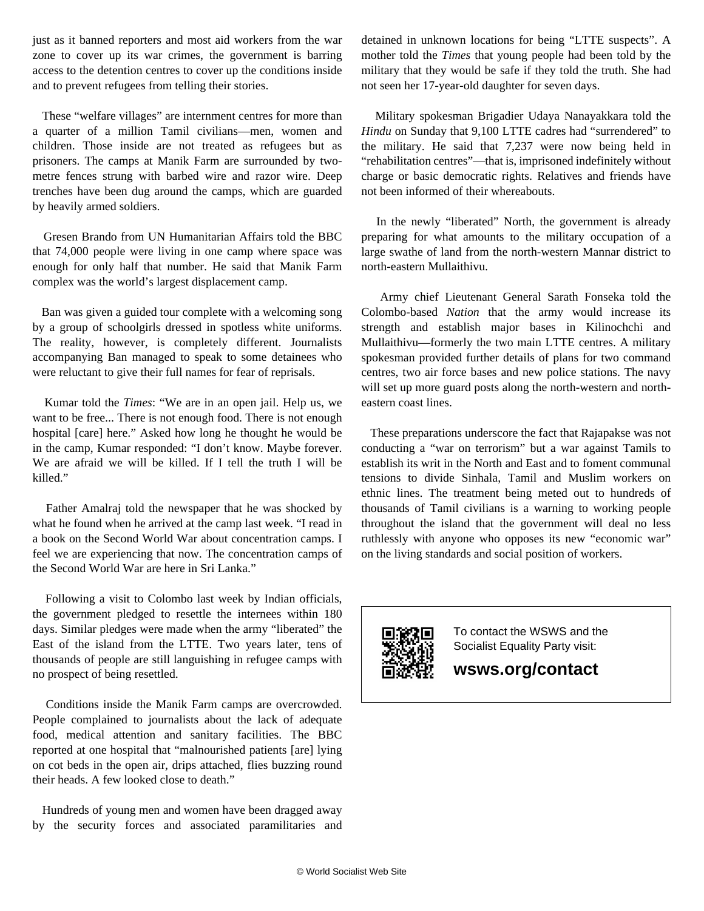just as it banned reporters and most aid workers from the war zone to cover up its war crimes, the government is barring access to the detention centres to cover up the conditions inside and to prevent refugees from telling their stories.

These "welfare villages" are internment centres for more than a quarter of a million Tamil civilians—men, women and children. Those inside are not treated as refugees but as prisoners. The camps at Manik Farm are surrounded by two-metre fences strung with barbed wire and razor wire. Deep trenches have been dug around the camps, which are guarded by heavily armed soldiers.

Gresen Brando from UN Humanitarian Affairs told the BBC that 74,000 people were living in one camp where space was enough for only half that number. He said that Manik Farm complex was the world's largest displacement camp.

Ban was given a guided tour complete with a welcoming song by a group of schoolgirls dressed in spotless white uniforms. The reality, however, is completely different. Journalists accompanying Ban managed to speak to some detainees who were reluctant to give their full names for fear of reprisals.

Kumar told the *Times*: "We are in an open jail. Help us, we want to be free... There is not enough food. There is not enough hospital [care] here." Asked how long he thought he would be in the camp, Kumar responded: "I don't know. Maybe forever. We are afraid we will be killed. If I tell the truth I will be killed."

Father Amalraj told the newspaper that he was shocked by what he found when he arrived at the camp last week. "I read in a book on the Second World War about concentration camps. I feel we are experiencing that now. The concentration camps of the Second World War are here in Sri Lanka."

Following a visit to Colombo last week by Indian officials, the government pledged to resettle the internees within 180 days. Similar pledges were made when the army "liberated" the East of the island from the LTTE. Two years later, tens of thousands of people are still languishing in refugee camps with no prospect of being resettled.

Conditions inside the Manik Farm camps are overcrowded. People complained to journalists about the lack of adequate food, medical attention and sanitary facilities. The BBC reported at one hospital that "malnourished patients [are] lying on cot beds in the open air, drips attached, flies buzzing round their heads. A few looked close to death."

Hundreds of young men and women have been dragged away by the security forces and associated paramilitaries and detained in unknown locations for being "LTTE suspects". A mother told the *Times* that young people had been told by the military that they would be safe if they told the truth. She had not seen her 17-year-old daughter for seven days.

Military spokesman Brigadier Udaya Nanayakkara told the *Hindu* on Sunday that 9,100 LTTE cadres had "surrendered" to the military. He said that 7,237 were now being held in "rehabilitation centres"—that is, imprisoned indefinitely without charge or basic democratic rights. Relatives and friends have not been informed of their whereabouts.

In the newly "liberated" North, the government is already preparing for what amounts to the military occupation of a large swathe of land from the north-western Mannar district to north-eastern Mullaithivu.

Army chief Lieutenant General Sarath Fonseka told the Colombo-based *Nation* that the army would increase its strength and establish major bases in Kilinochchi and Mullaithivu—formerly the two main LTTE centres. A military spokesman provided further details of plans for two command centres, two air force bases and new police stations. The navy will set up more guard posts along the north-western and north-eastern coast lines.

These preparations underscore the fact that Rajapakse was not conducting a "war on terrorism" but a war against Tamils to establish its writ in the North and East and to foment communal tensions to divide Sinhala, Tamil and Muslim workers on ethnic lines. The treatment being meted out to hundreds of thousands of Tamil civilians is a warning to working people throughout the island that the government will deal no less ruthlessly with anyone who opposes its new "economic war" on the living standards and social position of workers.

To contact the WSWS and the Socialist Equality Party visit:

**wsws.org/contact**